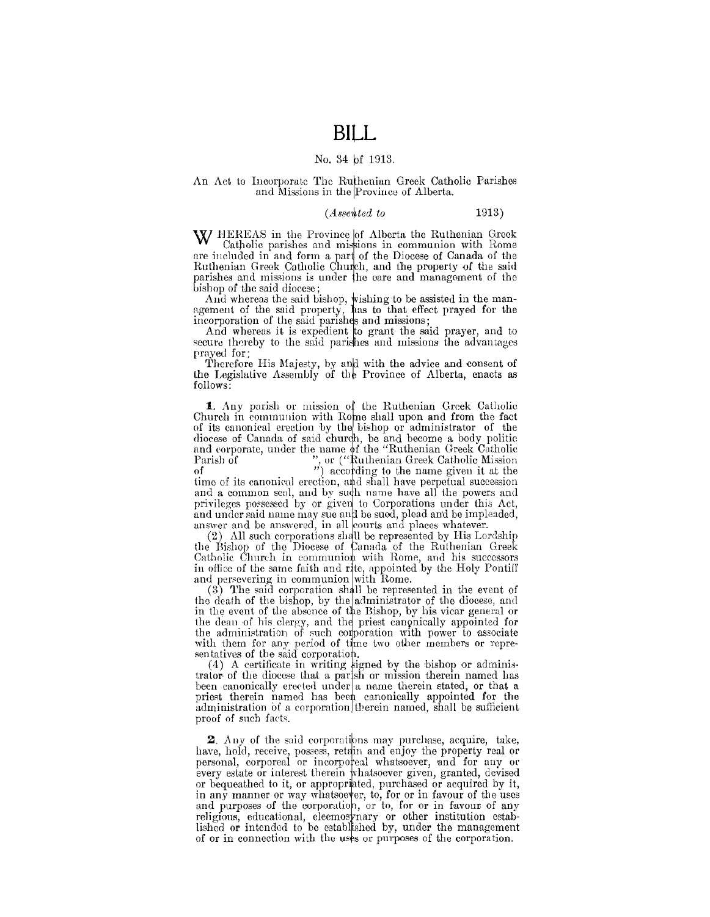# BILL

No. 34 of 1913.

An Act to Incorporate The Ruthenian Greek Catholic Parishes and Missions in the Province of Alberta.

(*Assented to* 1913)

WHEREAS in the Province of Alberta the Ruthenian Greek Catholic parishes and missions in communion with Rome are included in and form a part of the Diocese of Canada of the Ruthenian Greek Catholic Church, and the property of the said parishes and missions is under the care and management of the bishop of the said diocese;

And whereas the said bishop, wishing to be assisted in the management of the said property, has to that effect prayed for the incorporation of the said parishes and missions;

And whereas it is expedient to grant the said prayer, and to secure thereby to the said parishes and missions the advantages prayed for;

Therefore His Majesty, by and with the advice and consent of the Legislative Assembly of the Province of Alberta, enacts as follows:

**1.** Any parish or mission of the Ruthenian Greek Catholic Church in communion with Rome shall upon and from the fact of its canonical erection by the bishop or administrator of the diocese of Canada of said church, be and become a body politic and corporate, under the name of the "Ruthenian Greek Catholic Parish of ", or ("Ruthenian Greek Catholic Mission of ") according to the name given it at the time of its canonical erection, and shall have perpetual succession and a common seal, and by such name have all the powers and privileges possessed by or given to Corporations under this Act, and under said name may sue and be sued, plead and be impleaded, answer and be answered, in all courts and places whatever.

(2) All such corporations shall be represented by His Lordship the Bishop of the Diocese of Canada of the Ruthenian Greek Catholic Church in communion with Rome, and his successors in office of the same faith and rite, appointed by the Holy Pontiff and persevering in communion with Rome.

(3) The said corporation shall be represented in the event of the death of the bishop, by the administrator of the diocese, and in the event of the absence of the Bishop, by his vicar general or the dean of his clergy, and the priest canonically appointed for the administration of such corporation with power to associate with them for any period of time two other members or representatives of the said corporation.

(4) A certificate in writing signed by the bishop or administrator of the diocese that a parish or mission therein named has been canonically erected under a name therein stated, or that a priest therein named has been canonically appointed for the administration of a corporation therein named, shall be sufficient proof of such facts.

**2.** Any of the said corporations may purchase, acquire, take, have, hold, receive, possess, retain and enjoy the property real or personal, corporeal or incorporeal whatsoever, and for any or every estate or interest therein whatsoever given, granted, devised or bequeathed to it, or appropriated, purchased or acquired by it, in any manner or way whatsoever, to, for or in favour of the uses and purposes of the corporation, or to, for or in favour of any religious, educational, eleemosynary or other institution established or intended to be established by, under the management of or in connection with the uses or purposes of the corporation.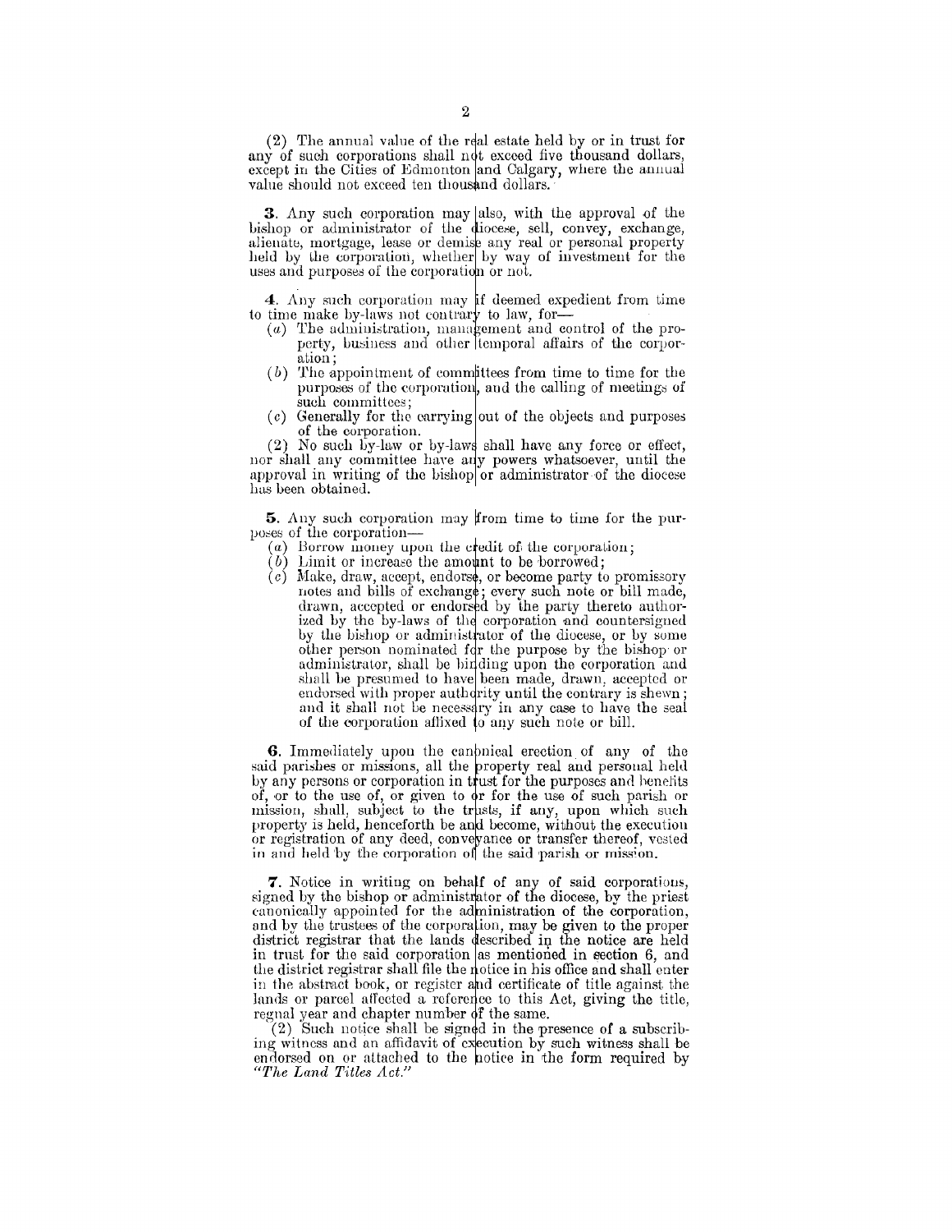(2) The annual value of the real estate held by or in trust for any of such corporations shall not exceed five thousand dollars, except in the Cities of Edmonton and Calgary, where the annual value should not exceed ten thousand dollars.

**3.** Any such corporation may also, with the approval of the bishop or administrator of the diocese, sell, convey, exchange, alienate, mortgage, lease or demise any real or personal property held by the corporation, whether by way of investment for the uses and purposes of the corporation or not.

**4.** Any such corporation may if deemed expedient from time to time make by-laws not contrary to law, for—

(*a*) The administration, management and control of the property, business and other temporal affairs of the corporation;

(*b*) The appointment of committees from time to time for the purposes of the corporation, and the calling of meetings of such committees;

(*c*) Generally for the carrying out of the objects and purposes of the corporation.

(2) No such by-law or by-laws shall have any force or effect, nor shall any committee have any powers whatsoever, until the approval in writing of the bishop or administrator of the diocese has been obtained.

**5.** Any such corporation may from time to time for the purposes of the corporation—

(*a*) Borrow money upon the credit of the corporation;

(*b*) Limit or increase the amount to be borrowed;

(*c*) Make, draw, accept, endorse, or become party to promissory notes and bills of exchange; every such note or bill made, drawn, accepted or endorsed by the party thereto authorized by the by-laws of the corporation and countersigned by the bishop or administrator of the diocese, or by some other person nominated for the purpose by the bishop or administrator, shall be binding upon the corporation and shall be presumed to have been made, drawn, accepted or endorsed with proper authority until the contrary is shewn; and it shall not be necessary in any case to have the seal of the corporation affixed to any such note or bill.

**6.** Immediately upon the canonical erection of any of the said parishes or missions, all the property real and personal held by any persons or corporation in trust for the purposes and benefits of, or to the use of, or given to or for the use of such parish or mission, shall, subject to the trusts, if any, upon which such property is held, henceforth be and become, without the execution or registration of any deed, conveyance or transfer thereof, vested in and held by the corporation of the said parish or mission.

**7.** Notice in writing on behalf of any of said corporations, signed by the bishop or administrator of the diocese, by the priest canonically appointed for the administration of the corporation, and by the trustees of the corporation, may be given to the proper district registrar that the lands described in the notice are held in trust for the said corporation as mentioned in section 6, and the district registrar shall file the notice in his office and shall enter in the abstract book, or register and certificate of title against the lands or parcel affected a reference to this Act, giving the title, regnal year and chapter number of the same.

(2) Such notice shall be signed in the presence of a subscribing witness and an affidavit of execution by such witness shall be endorsed on or attached to the notice in the form required by *"The Land Titles Act."*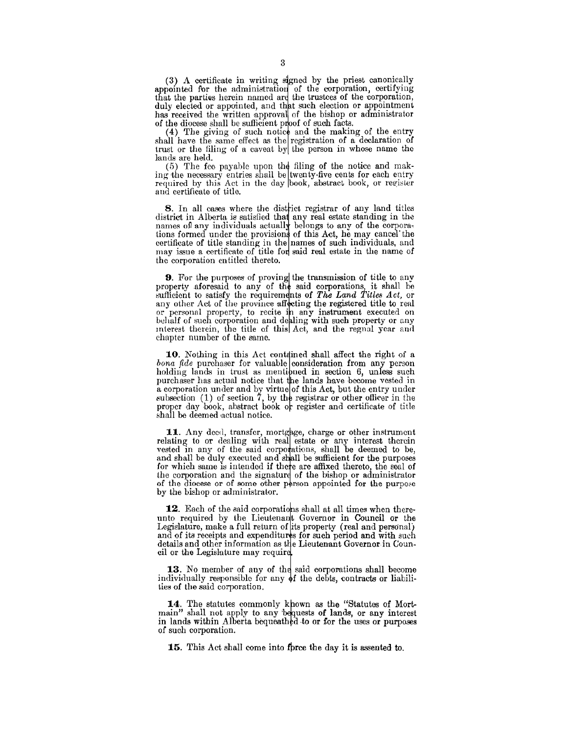(3) A certificate in writing signed by the priest canonically appointed for the administration of the corporation, certifying that the parties herein named are the trustees of the corporation, duly elected or appointed, and that such election or appointment has received the written approval of the bishop or administrator of the diocese shall be sufficient proof of such facts.

(4) The giving of such notice and the making of the entry shall have the same effect as the registration of a declaration of trust or the filing of a caveat by the person in whose name the lands are held.

(5) The fee payable upon the filing of the notice and making the necessary entries shall be twenty-five cents for each entry required by this Act in the day book, abstract book, or register and certificate of title.

**8.** In all cases where the district registrar of any land titles district in Alberta is satisfied that any real estate standing in the names of any individuals actually belongs to any of the corporations formed under the provisions of this Act, he may cancel the certificate of title standing in the names of such individuals, and may issue a certificate of title for said real estate in the name of the corporation entitled thereto.

**9.** For the purposes of proving the transmission of title to any property aforesaid to any of the said corporations, it shall be sufficient to satisfy the requirements of *The Land Titles Act*, or any other Act of the province affecting the registered title to real or personal property, to recite in any instrument executed on behalf of such corporation and dealing with such property or any interest therein, the title of this Act, and the regnal year and chapter number of the same.

**10.** Nothing in this Act contained shall affect the right of a *bona fide* purchaser for valuable consideration from any person holding lands in trust as mentioned in section 6, unless such purchaser has actual notice that the lands have become vested in a corporation under and by virtue of this Act, but the entry under subsection (1) of section 7, by the registrar or other officer in the proper day book, abstract book or register and certificate of title shall be deemed actual notice.

**11.** Any deed, transfer, mortgage, charge or other instrument relating to or dealing with real estate or any interest therein vested in any of the said corporations, shall be deemed to be, and shall be duly executed and shall be sufficient for the purposes for which same is intended if there are affixed thereto, the seal of the corporation and the signature of the bishop or administrator of the diocese or of some other person appointed for the purpose by the bishop or administrator.

**12.** Each of the said corporations shall at all times when thereunto required by the Lieutenant Governor in Council or the Legislature, make a full return of its property (real and personal) and of its receipts and expenditures for such period and with such details and other information as the Lieutenant Governor in Council or the Legislature may require.

**13.** No member of any of the said corporations shall become individually responsible for any of the debts, contracts or liabilities of the said corporation.

**14.** The statutes commonly known as the "Statutes of Mortmain" shall not apply to any bequests of lands, or any interest in lands within Alberta bequeathed to or for the uses or purposes of such corporation.

**15.** This Act shall come into force the day it is assented to.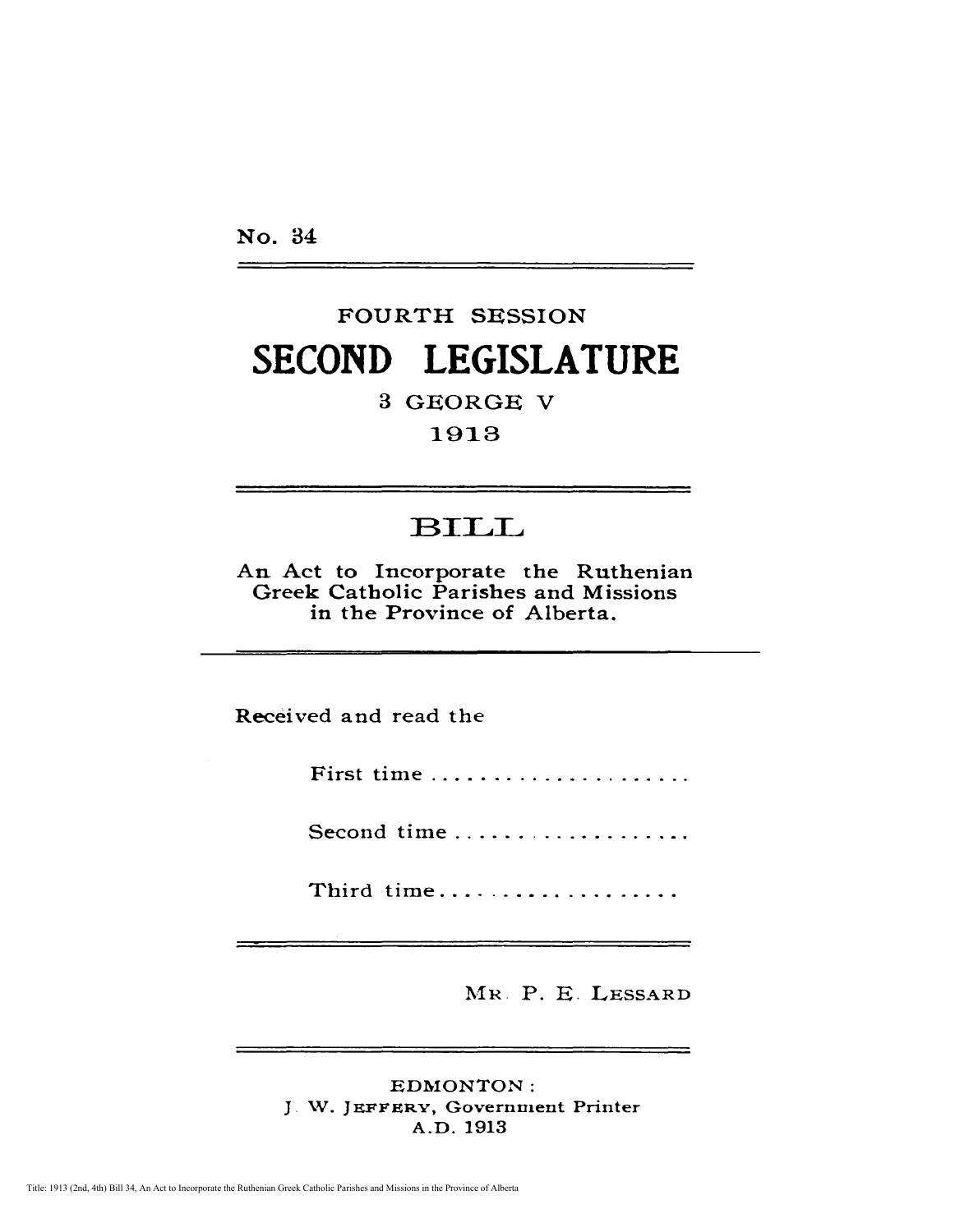No. 34

FOURTH SESSION

# SECOND LEGISLATURE

3 GEORGE V

1913

## BILL

An Act to Incorporate the Ruthenian Greek Catholic Parishes and Missions in the Province of Alberta.

Received and read the

First time . . . . . . . . . . . . . . . . . . . . .

Second time . . . . . . . . . . . . . . . . . . .

Third time. . . . . . . . . . . . . . . . . . .

MR. P. E. LESSARD

EDMONTON:
J. W. JEFFERY, Government Printer
A.D. 1913